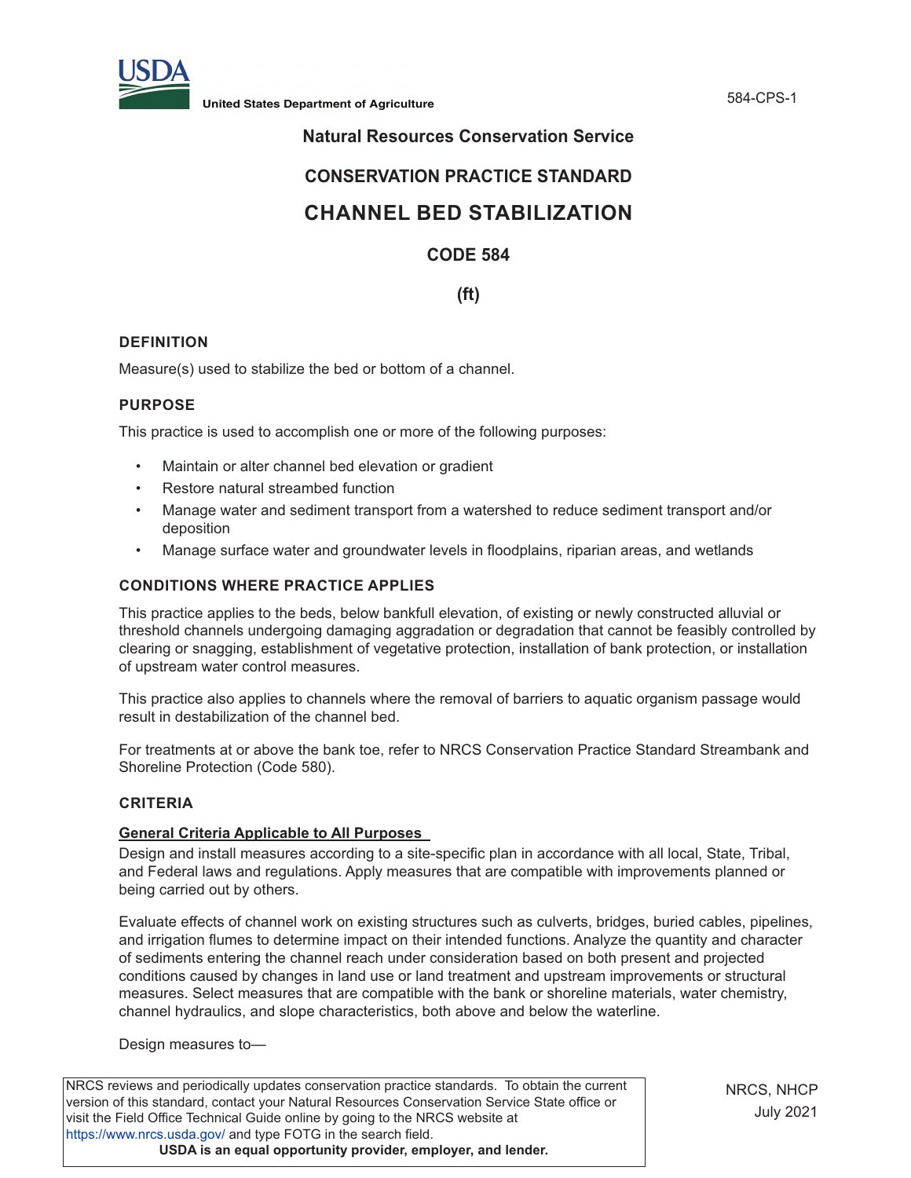# Natural Resources Conservation Service

## CONSERVATION PRACTICE STANDARD

# CHANNEL BED STABILIZATION

## CODE 584

**(ft)**

### DEFINITION

Measure(s) used to stabilize the bed or bottom of a channel.

### PURPOSE

This practice is used to accomplish one or more of the following purposes:

- Maintain or alter channel bed elevation or gradient
- Restore natural streambed function
- Manage water and sediment transport from a watershed to reduce sediment transport and/or deposition
- Manage surface water and groundwater levels in floodplains, riparian areas, and wetlands

### CONDITIONS WHERE PRACTICE APPLIES

This practice applies to the beds, below bankfull elevation, of existing or newly constructed alluvial or threshold channels undergoing damaging aggradation or degradation that cannot be feasibly controlled by clearing or snagging, establishment of vegetative protection, installation of bank protection, or installation of upstream water control measures.

This practice also applies to channels where the removal of barriers to aquatic organism passage would result in destabilization of the channel bed.

For treatments at or above the bank toe, refer to NRCS Conservation Practice Standard Streambank and Shoreline Protection (Code 580).

### CRITERIA

#### General Criteria Applicable to All Purposes

Design and install measures according to a site-specific plan in accordance with all local, State, Tribal, and Federal laws and regulations. Apply measures that are compatible with improvements planned or being carried out by others.

Evaluate effects of channel work on existing structures such as culverts, bridges, buried cables, pipelines, and irrigation flumes to determine impact on their intended functions. Analyze the quantity and character of sediments entering the channel reach under consideration based on both present and projected conditions caused by changes in land use or land treatment and upstream improvements or structural measures. Select measures that are compatible with the bank or shoreline materials, water chemistry, channel hydraulics, and slope characteristics, both above and below the waterline.

Design measures to—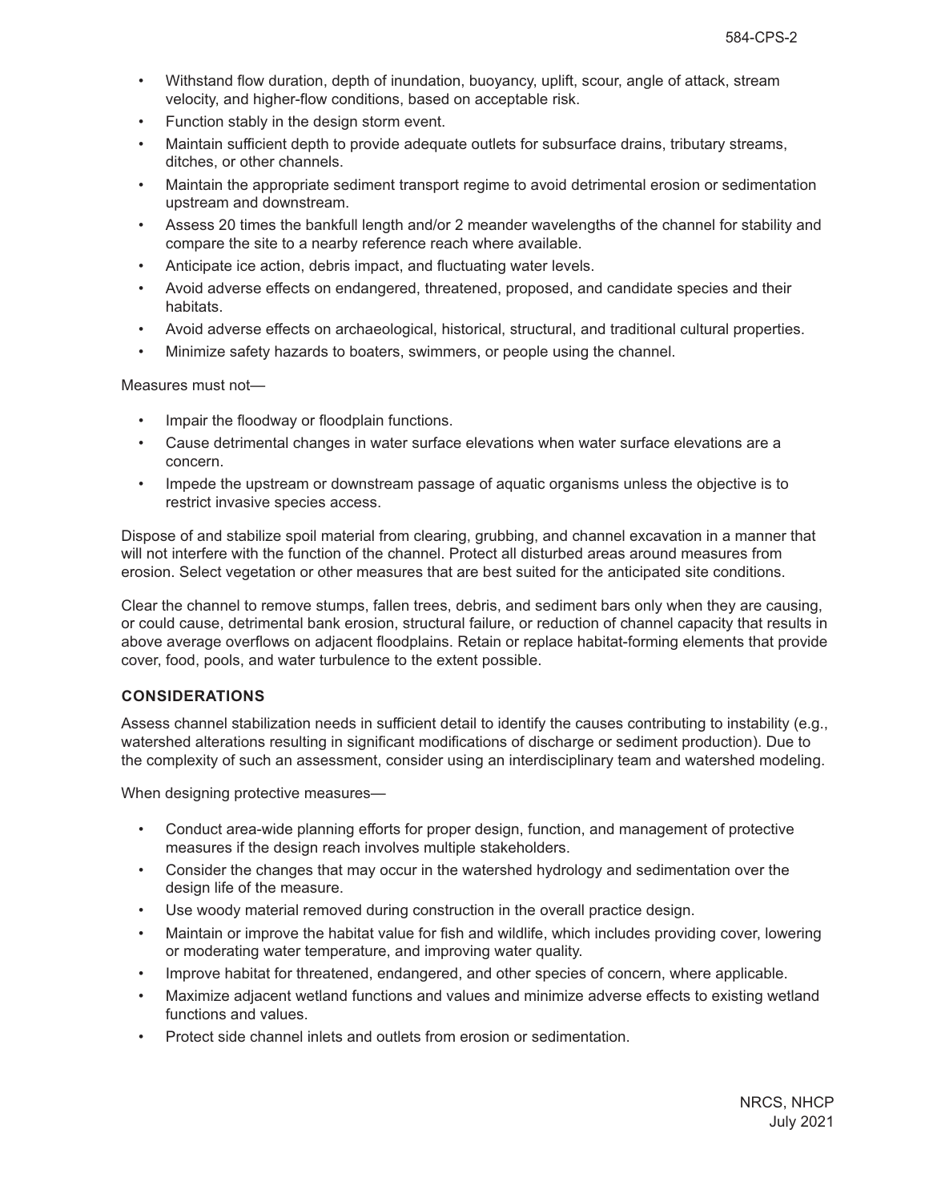- Withstand flow duration, depth of inundation, buoyancy, uplift, scour, angle of attack, stream velocity, and higher-flow conditions, based on acceptable risk.
- Function stably in the design storm event.
- Maintain sufficient depth to provide adequate outlets for subsurface drains, tributary streams, ditches, or other channels.
- Maintain the appropriate sediment transport regime to avoid detrimental erosion or sedimentation upstream and downstream.
- Assess 20 times the bankfull length and/or 2 meander wavelengths of the channel for stability and compare the site to a nearby reference reach where available.
- Anticipate ice action, debris impact, and fluctuating water levels.
- Avoid adverse effects on endangered, threatened, proposed, and candidate species and their habitats.
- Avoid adverse effects on archaeological, historical, structural, and traditional cultural properties.
- Minimize safety hazards to boaters, swimmers, or people using the channel.

Measures must not—

- Impair the floodway or floodplain functions.
- Cause detrimental changes in water surface elevations when water surface elevations are a concern.
- Impede the upstream or downstream passage of aquatic organisms unless the objective is to restrict invasive species access.

Dispose of and stabilize spoil material from clearing, grubbing, and channel excavation in a manner that will not interfere with the function of the channel. Protect all disturbed areas around measures from erosion. Select vegetation or other measures that are best suited for the anticipated site conditions.

Clear the channel to remove stumps, fallen trees, debris, and sediment bars only when they are causing, or could cause, detrimental bank erosion, structural failure, or reduction of channel capacity that results in above average overflows on adjacent floodplains. Retain or replace habitat-forming elements that provide cover, food, pools, and water turbulence to the extent possible.

## CONSIDERATIONS

Assess channel stabilization needs in sufficient detail to identify the causes contributing to instability (e.g., watershed alterations resulting in significant modifications of discharge or sediment production). Due to the complexity of such an assessment, consider using an interdisciplinary team and watershed modeling.

When designing protective measures—

- Conduct area-wide planning efforts for proper design, function, and management of protective measures if the design reach involves multiple stakeholders.
- Consider the changes that may occur in the watershed hydrology and sedimentation over the design life of the measure.
- Use woody material removed during construction in the overall practice design.
- Maintain or improve the habitat value for fish and wildlife, which includes providing cover, lowering or moderating water temperature, and improving water quality.
- Improve habitat for threatened, endangered, and other species of concern, where applicable.
- Maximize adjacent wetland functions and values and minimize adverse effects to existing wetland functions and values.
- Protect side channel inlets and outlets from erosion or sedimentation.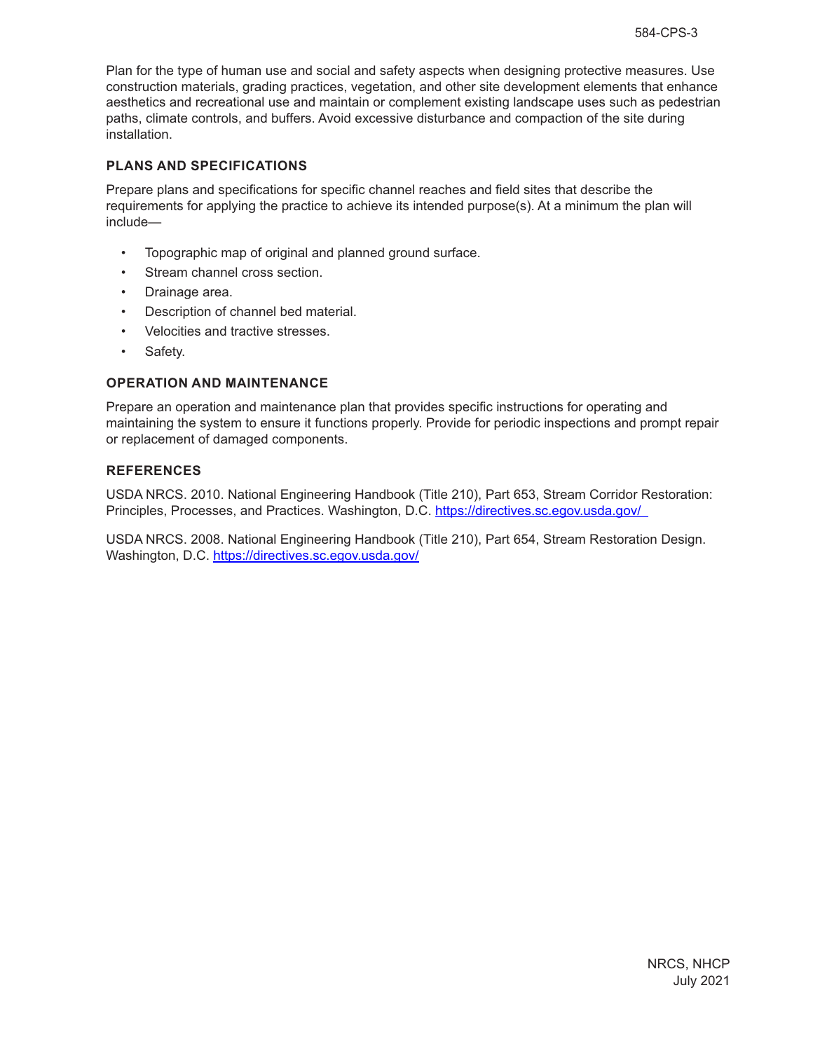Plan for the type of human use and social and safety aspects when designing protective measures. Use construction materials, grading practices, vegetation, and other site development elements that enhance aesthetics and recreational use and maintain or complement existing landscape uses such as pedestrian paths, climate controls, and buffers. Avoid excessive disturbance and compaction of the site during installation.

## PLANS AND SPECIFICATIONS

Prepare plans and specifications for specific channel reaches and field sites that describe the requirements for applying the practice to achieve its intended purpose(s). At a minimum the plan will include—

- Topographic map of original and planned ground surface.
- Stream channel cross section.
- Drainage area.
- Description of channel bed material.
- Velocities and tractive stresses.
- Safety.

## OPERATION AND MAINTENANCE

Prepare an operation and maintenance plan that provides specific instructions for operating and maintaining the system to ensure it functions properly. Provide for periodic inspections and prompt repair or replacement of damaged components.

## REFERENCES

USDA NRCS. 2010. National Engineering Handbook (Title 210), Part 653, Stream Corridor Restoration: Principles, Processes, and Practices. Washington, D.C. https://directives.sc.egov.usda.gov/

USDA NRCS. 2008. National Engineering Handbook (Title 210), Part 654, Stream Restoration Design. Washington, D.C. https://directives.sc.egov.usda.gov/